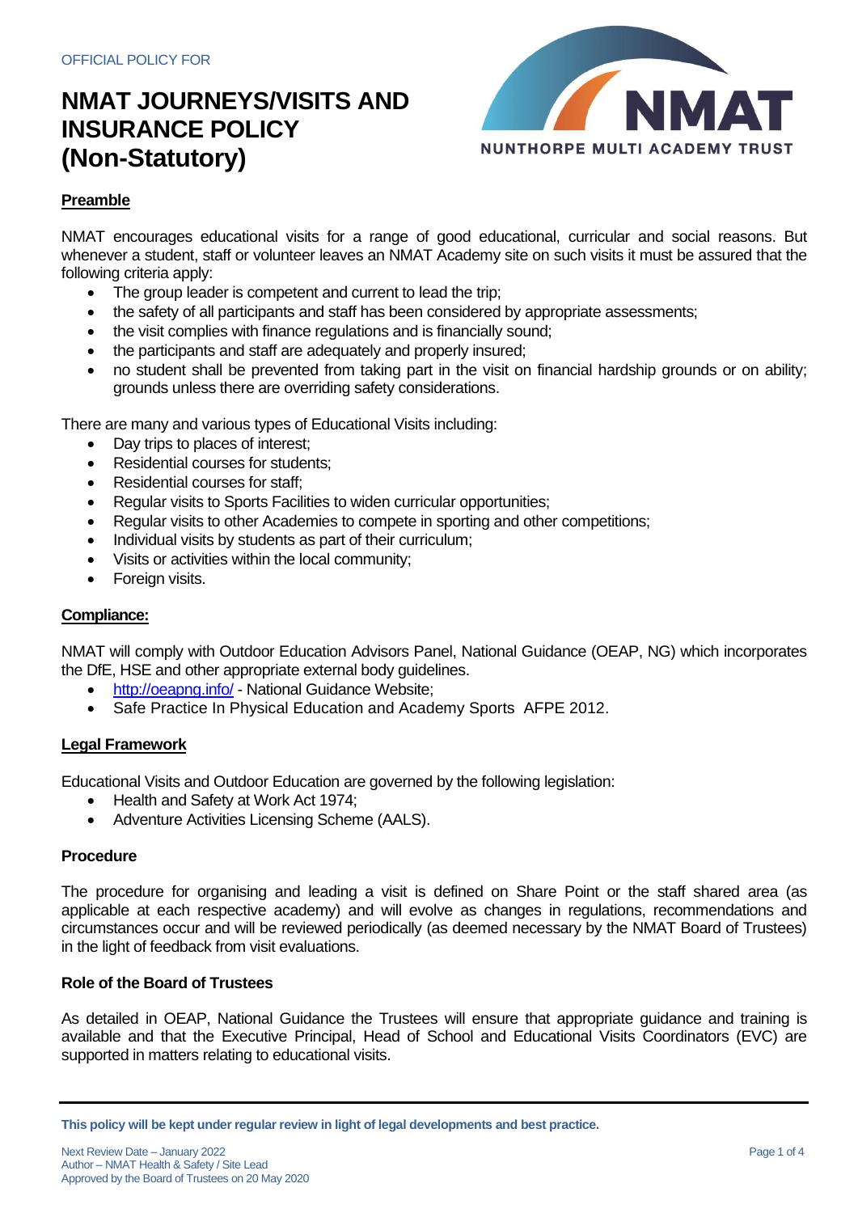OFFICIAL POLICY FOR

# NMAT JOURNEYS/VISITS AND INSURANCE POLICY (Non-Statutory)

## Preamble

NMAT encourages educational visits for a range of good educational, curricular and social reasons. But whenever a student, staff or volunteer leaves an NMAT Academy site on such visits it must be assured that the following criteria apply:

- The group leader is competent and current to lead the trip;
- the safety of all participants and staff has been considered by appropriate assessments;
- the visit complies with finance regulations and is financially sound;
- the participants and staff are adequately and properly insured;
- no student shall be prevented from taking part in the visit on financial hardship grounds or on ability; grounds unless there are overriding safety considerations.

There are many and various types of Educational Visits including:

- Day trips to places of interest;
- Residential courses for students;
- Residential courses for staff;
- Regular visits to Sports Facilities to widen curricular opportunities;
- Regular visits to other Academies to compete in sporting and other competitions;
- Individual visits by students as part of their curriculum;
- Visits or activities within the local community;
- Foreign visits.

## Compliance:

NMAT will comply with Outdoor Education Advisors Panel, National Guidance (OEAP, NG) which incorporates the DfE, HSE and other appropriate external body guidelines.

- http://oeapng.info/ - National Guidance Website;
- Safe Practice In Physical Education and Academy Sports AFPE 2012.

## Legal Framework

Educational Visits and Outdoor Education are governed by the following legislation:

- Health and Safety at Work Act 1974;
- Adventure Activities Licensing Scheme (AALS).

## Procedure

The procedure for organising and leading a visit is defined on Share Point or the staff shared area (as applicable at each respective academy) and will evolve as changes in regulations, recommendations and circumstances occur and will be reviewed periodically (as deemed necessary by the NMAT Board of Trustees) in the light of feedback from visit evaluations.

## Role of the Board of Trustees

As detailed in OEAP, National Guidance the Trustees will ensure that appropriate guidance and training is available and that the Executive Principal, Head of School and Educational Visits Coordinators (EVC) are supported in matters relating to educational visits.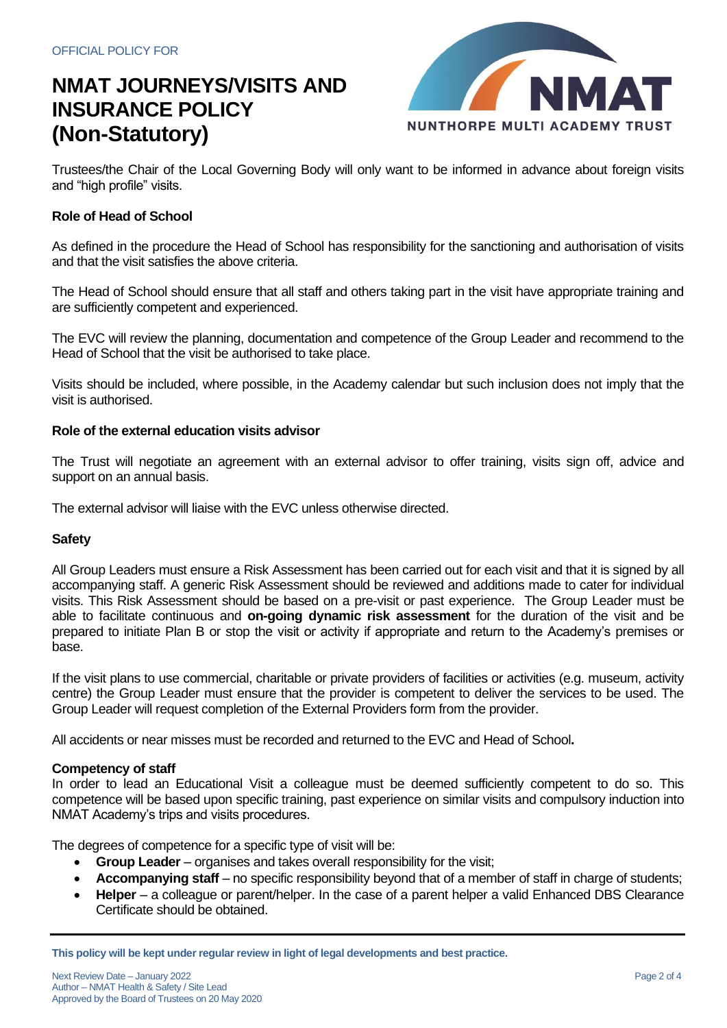OFFICIAL POLICY FOR

# NMAT JOURNEYS/VISITS AND INSURANCE POLICY (Non-Statutory)

Trustees/the Chair of the Local Governing Body will only want to be informed in advance about foreign visits and "high profile" visits.

**Role of Head of School**

As defined in the procedure the Head of School has responsibility for the sanctioning and authorisation of visits and that the visit satisfies the above criteria.

The Head of School should ensure that all staff and others taking part in the visit have appropriate training and are sufficiently competent and experienced.

The EVC will review the planning, documentation and competence of the Group Leader and recommend to the Head of School that the visit be authorised to take place.

Visits should be included, where possible, in the Academy calendar but such inclusion does not imply that the visit is authorised.

**Role of the external education visits advisor**

The Trust will negotiate an agreement with an external advisor to offer training, visits sign off, advice and support on an annual basis.

The external advisor will liaise with the EVC unless otherwise directed.

**Safety**

All Group Leaders must ensure a Risk Assessment has been carried out for each visit and that it is signed by all accompanying staff. A generic Risk Assessment should be reviewed and additions made to cater for individual visits. This Risk Assessment should be based on a pre-visit or past experience. The Group Leader must be able to facilitate continuous and **on-going dynamic risk assessment** for the duration of the visit and be prepared to initiate Plan B or stop the visit or activity if appropriate and return to the Academy's premises or base.

If the visit plans to use commercial, charitable or private providers of facilities or activities (e.g. museum, activity centre) the Group Leader must ensure that the provider is competent to deliver the services to be used. The Group Leader will request completion of the External Providers form from the provider.

All accidents or near misses must be recorded and returned to the EVC and Head of School**.**

**Competency of staff**

In order to lead an Educational Visit a colleague must be deemed sufficiently competent to do so. This competence will be based upon specific training, past experience on similar visits and compulsory induction into NMAT Academy's trips and visits procedures.

The degrees of competence for a specific type of visit will be:

- **Group Leader** – organises and takes overall responsibility for the visit;
- **Accompanying staff** – no specific responsibility beyond that of a member of staff in charge of students;
- **Helper** – a colleague or parent/helper. In the case of a parent helper a valid Enhanced DBS Clearance Certificate should be obtained.

**This policy will be kept under regular review in light of legal developments and best practice.**

Next Review Date – January 2022
Author – NMAT Health & Safety / Site Lead
Approved by the Board of Trustees on 20 May 2020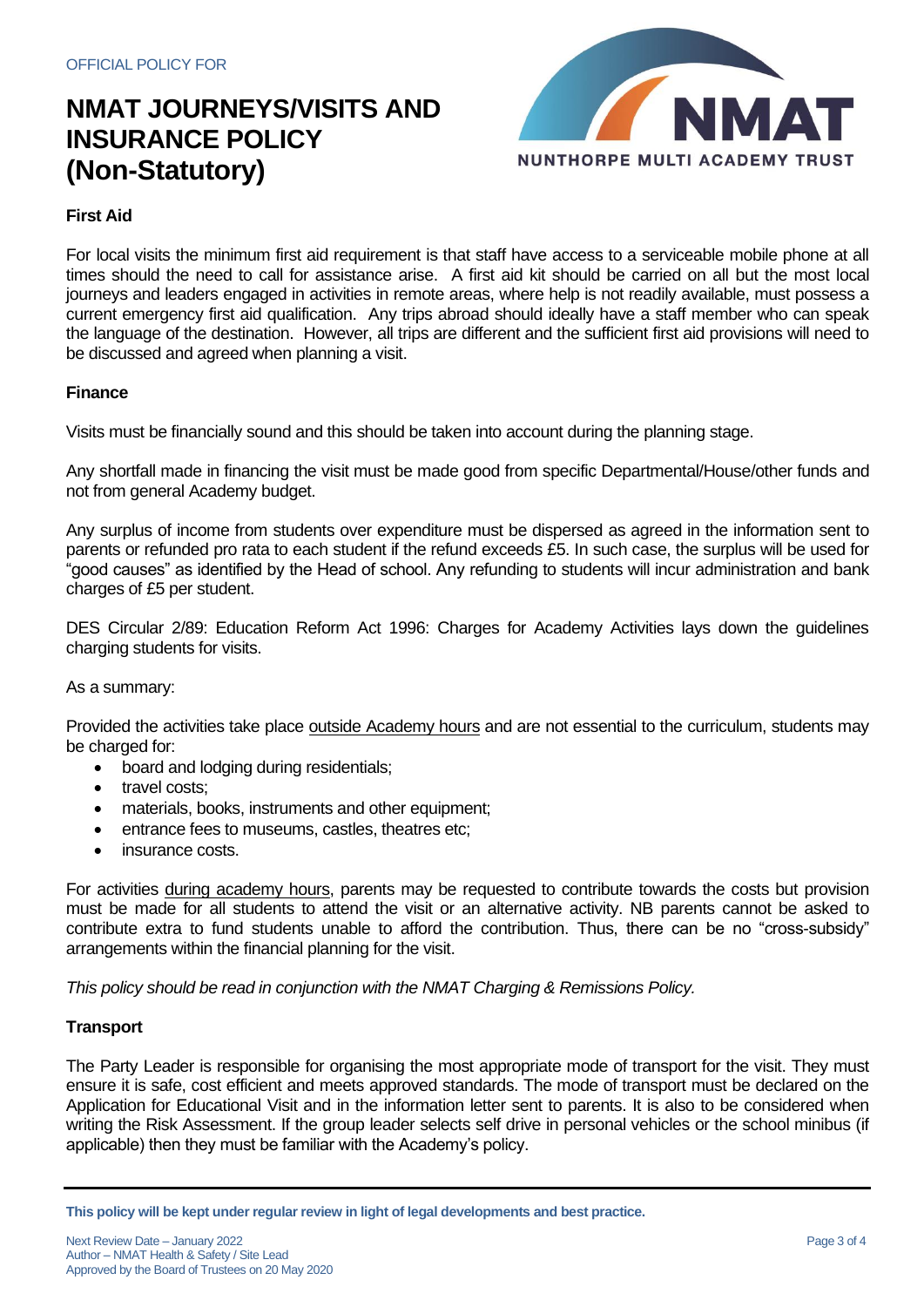### First Aid

For local visits the minimum first aid requirement is that staff have access to a serviceable mobile phone at all times should the need to call for assistance arise. A first aid kit should be carried on all but the most local journeys and leaders engaged in activities in remote areas, where help is not readily available, must possess a current emergency first aid qualification. Any trips abroad should ideally have a staff member who can speak the language of the destination. However, all trips are different and the sufficient first aid provisions will need to be discussed and agreed when planning a visit.

### Finance

Visits must be financially sound and this should be taken into account during the planning stage.

Any shortfall made in financing the visit must be made good from specific Departmental/House/other funds and not from general Academy budget.

Any surplus of income from students over expenditure must be dispersed as agreed in the information sent to parents or refunded pro rata to each student if the refund exceeds £5. In such case, the surplus will be used for "good causes" as identified by the Head of school. Any refunding to students will incur administration and bank charges of £5 per student.

DES Circular 2/89: Education Reform Act 1996: Charges for Academy Activities lays down the guidelines charging students for visits.

As a summary:

Provided the activities take place outside Academy hours and are not essential to the curriculum, students may be charged for:

- board and lodging during residentials;
- travel costs;
- materials, books, instruments and other equipment;
- entrance fees to museums, castles, theatres etc;
- insurance costs.

For activities during academy hours, parents may be requested to contribute towards the costs but provision must be made for all students to attend the visit or an alternative activity. NB parents cannot be asked to contribute extra to fund students unable to afford the contribution. Thus, there can be no "cross-subsidy" arrangements within the financial planning for the visit.

*This policy should be read in conjunction with the NMAT Charging & Remissions Policy.*

### Transport

The Party Leader is responsible for organising the most appropriate mode of transport for the visit. They must ensure it is safe, cost efficient and meets approved standards. The mode of transport must be declared on the Application for Educational Visit and in the information letter sent to parents. It is also to be considered when writing the Risk Assessment. If the group leader selects self drive in personal vehicles or the school minibus (if applicable) then they must be familiar with the Academy's policy.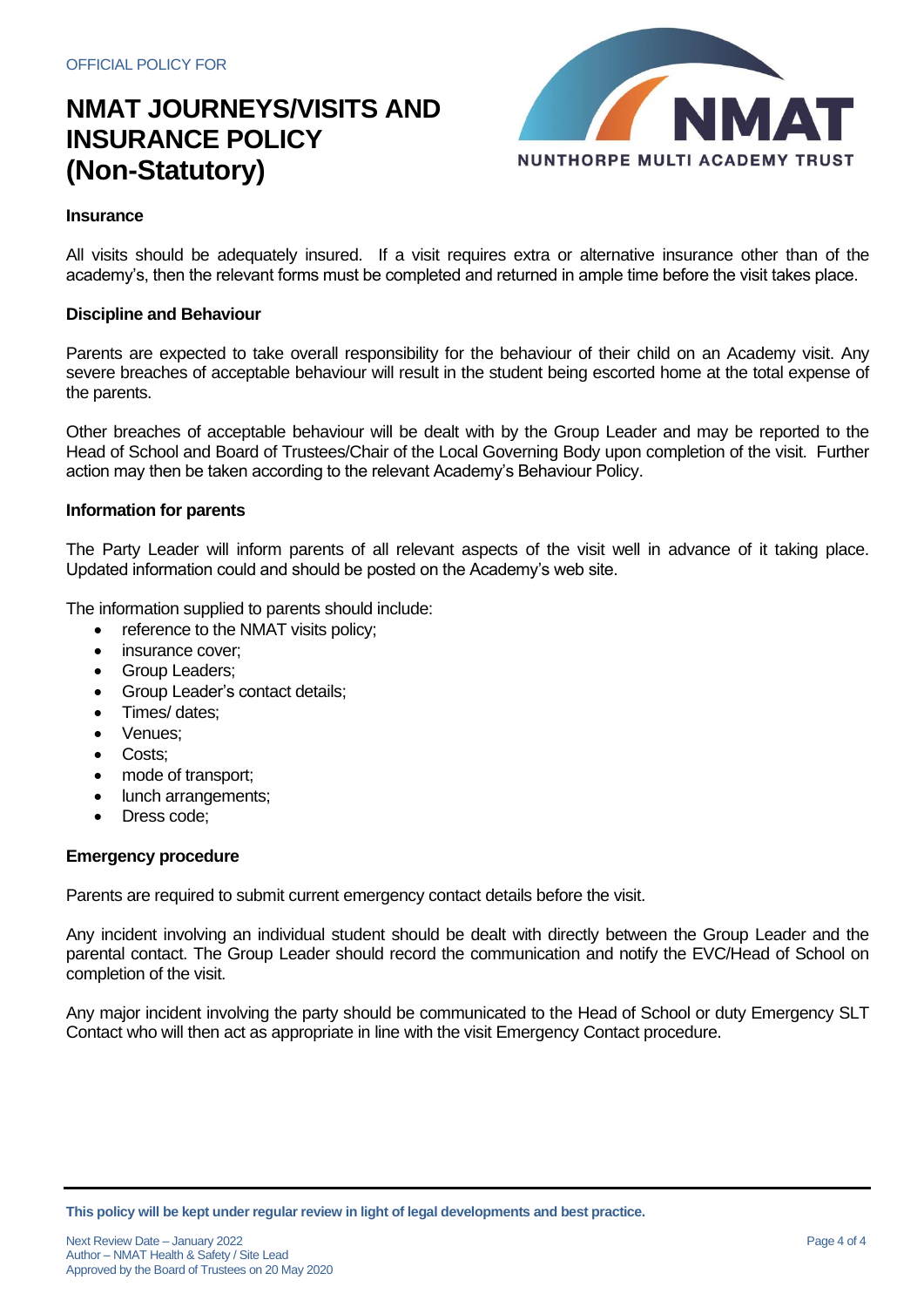OFFICIAL POLICY FOR

# NMAT JOURNEYS/VISITS AND INSURANCE POLICY (Non-Statutory)

**Insurance**

All visits should be adequately insured. If a visit requires extra or alternative insurance other than of the academy's, then the relevant forms must be completed and returned in ample time before the visit takes place.

**Discipline and Behaviour**

Parents are expected to take overall responsibility for the behaviour of their child on an Academy visit. Any severe breaches of acceptable behaviour will result in the student being escorted home at the total expense of the parents.

Other breaches of acceptable behaviour will be dealt with by the Group Leader and may be reported to the Head of School and Board of Trustees/Chair of the Local Governing Body upon completion of the visit. Further action may then be taken according to the relevant Academy's Behaviour Policy.

**Information for parents**

The Party Leader will inform parents of all relevant aspects of the visit well in advance of it taking place. Updated information could and should be posted on the Academy's web site.

The information supplied to parents should include:

- reference to the NMAT visits policy;
- insurance cover;
- Group Leaders;
- Group Leader's contact details;
- Times/ dates;
- Venues;
- Costs;
- mode of transport;
- lunch arrangements;
- Dress code;

**Emergency procedure**

Parents are required to submit current emergency contact details before the visit.

Any incident involving an individual student should be dealt with directly between the Group Leader and the parental contact. The Group Leader should record the communication and notify the EVC/Head of School on completion of the visit.

Any major incident involving the party should be communicated to the Head of School or duty Emergency SLT Contact who will then act as appropriate in line with the visit Emergency Contact procedure.

**This policy will be kept under regular review in light of legal developments and best practice.**

Next Review Date – January 2022
Author – NMAT Health & Safety / Site Lead
Approved by the Board of Trustees on 20 May 2020